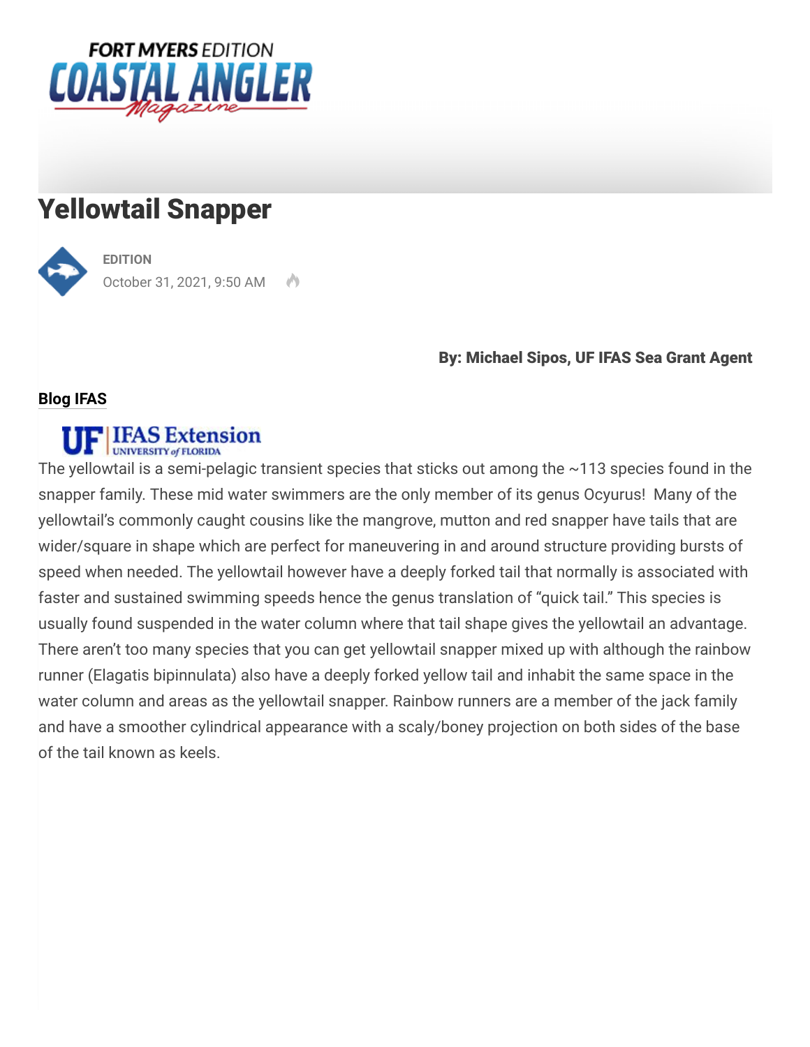FORT MYERS EDITION COASTAL ANGLER Magazine

# Yellowtail Snapper

**EDITION**

October 31, 2021, 9:50 AM

**By: Michael Sipos, UF IFAS Sea Grant Agent**

**Blog IFAS**

UF | IFAS Extension UNIVERSITY of FLORIDA

The yellowtail is a semi-pelagic transient species that sticks out among the ~113 species found in the snapper family. These mid water swimmers are the only member of its genus Ocyurus! Many of the yellowtail's commonly caught cousins like the mangrove, mutton and red snapper have tails that are wider/square in shape which are perfect for maneuvering in and around structure providing bursts of speed when needed. The yellowtail however have a deeply forked tail that normally is associated with faster and sustained swimming speeds hence the genus translation of "quick tail." This species is usually found suspended in the water column where that tail shape gives the yellowtail an advantage. There aren't too many species that you can get yellowtail snapper mixed up with although the rainbow runner (Elagatis bipinnulata) also have a deeply forked yellow tail and inhabit the same space in the water column and areas as the yellowtail snapper. Rainbow runners are a member of the jack family and have a smoother cylindrical appearance with a scaly/boney projection on both sides of the base of the tail known as keels.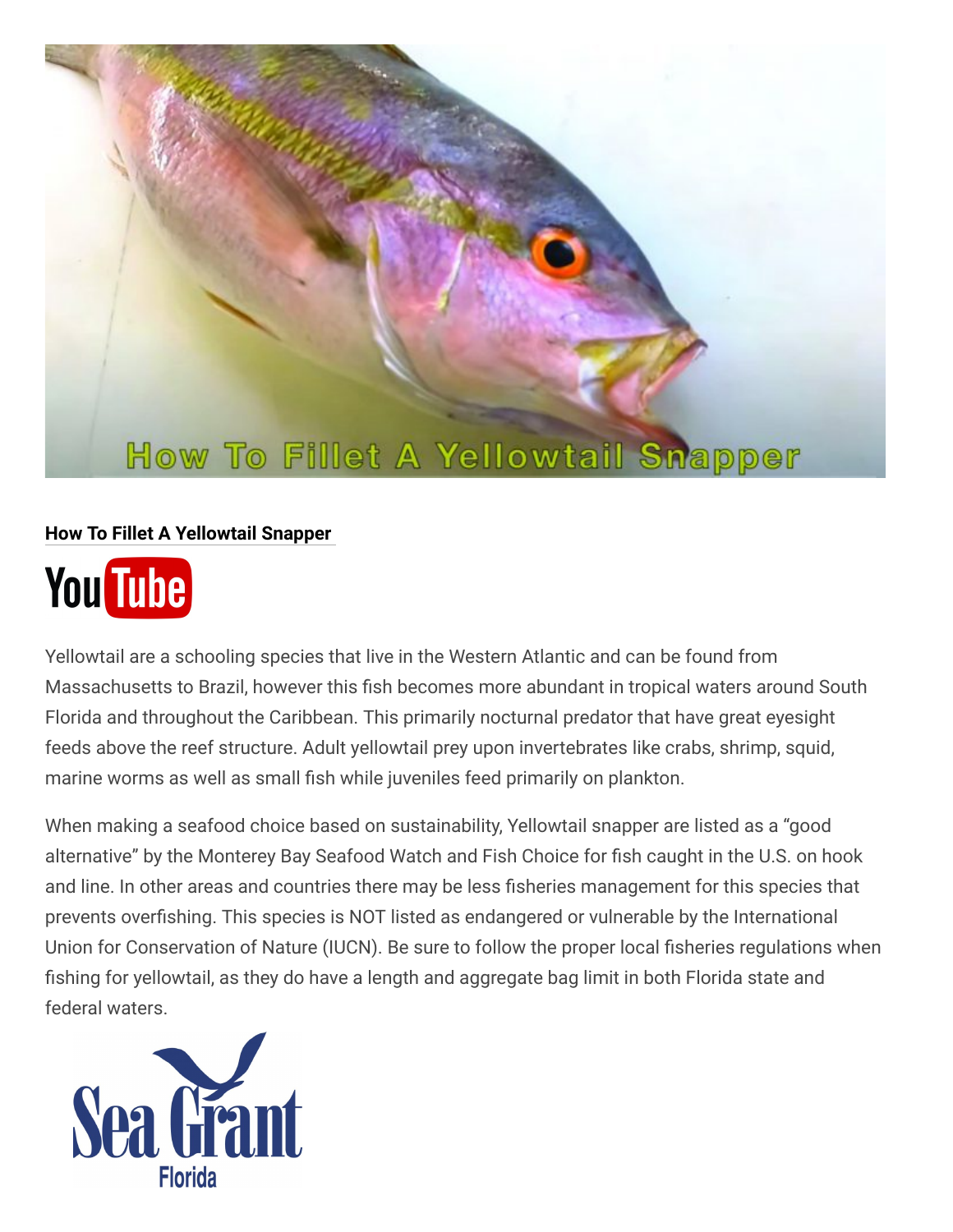**How To Fillet A Yellowtail Snapper**

Yellowtail are a schooling species that live in the Western Atlantic and can be found from Massachusetts to Brazil, however this fish becomes more abundant in tropical waters around South Florida and throughout the Caribbean. This primarily nocturnal predator that have great eyesight feeds above the reef structure. Adult yellowtail prey upon invertebrates like crabs, shrimp, squid, marine worms as well as small fish while juveniles feed primarily on plankton.

When making a seafood choice based on sustainability, Yellowtail snapper are listed as a "good alternative" by the Monterey Bay Seafood Watch and Fish Choice for fish caught in the U.S. on hook and line. In other areas and countries there may be less fisheries management for this species that prevents overfishing. This species is NOT listed as endangered or vulnerable by the International Union for Conservation of Nature (IUCN). Be sure to follow the proper local fisheries regulations when fishing for yellowtail, as they do have a length and aggregate bag limit in both Florida state and federal waters.